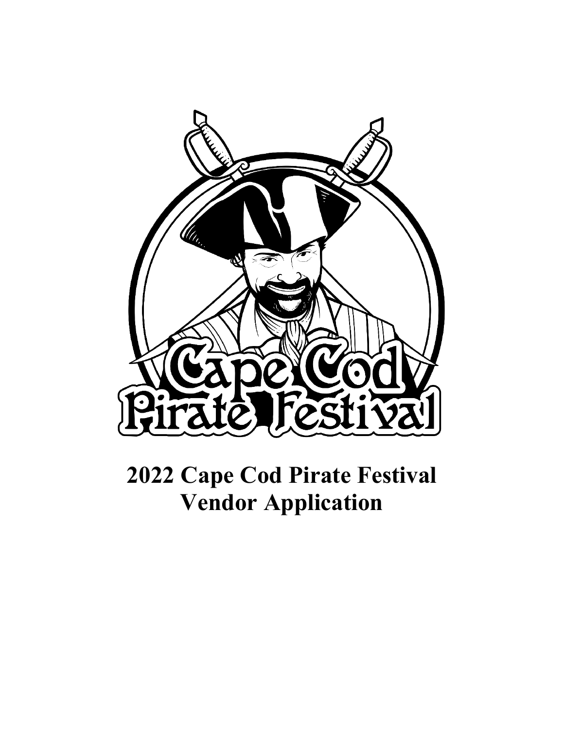# 2022 Cape Cod Pirate Festival Vendor Application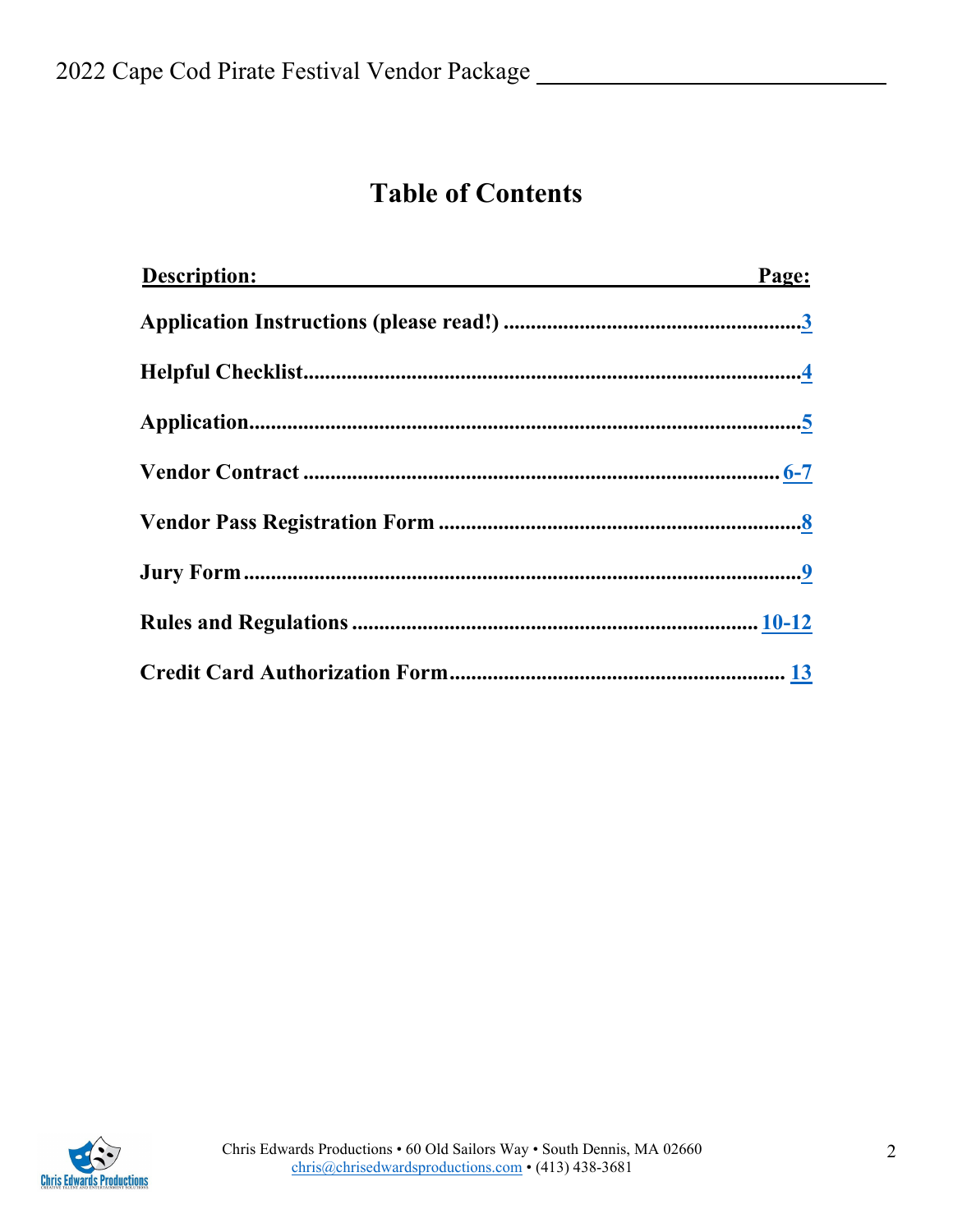# Table of Contents

| Description: | Page: |
|---|---|
| **Application Instructions (please read!)** | **3** |
| **Helpful Checklist** | **4** |
| **Application** | **5** |
| **Vendor Contract** | **6-7** |
| **Vendor Pass Registration Form** | **8** |
| **Jury Form** | **9** |
| **Rules and Regulations** | **10-12** |
| **Credit Card Authorization Form** | **13** |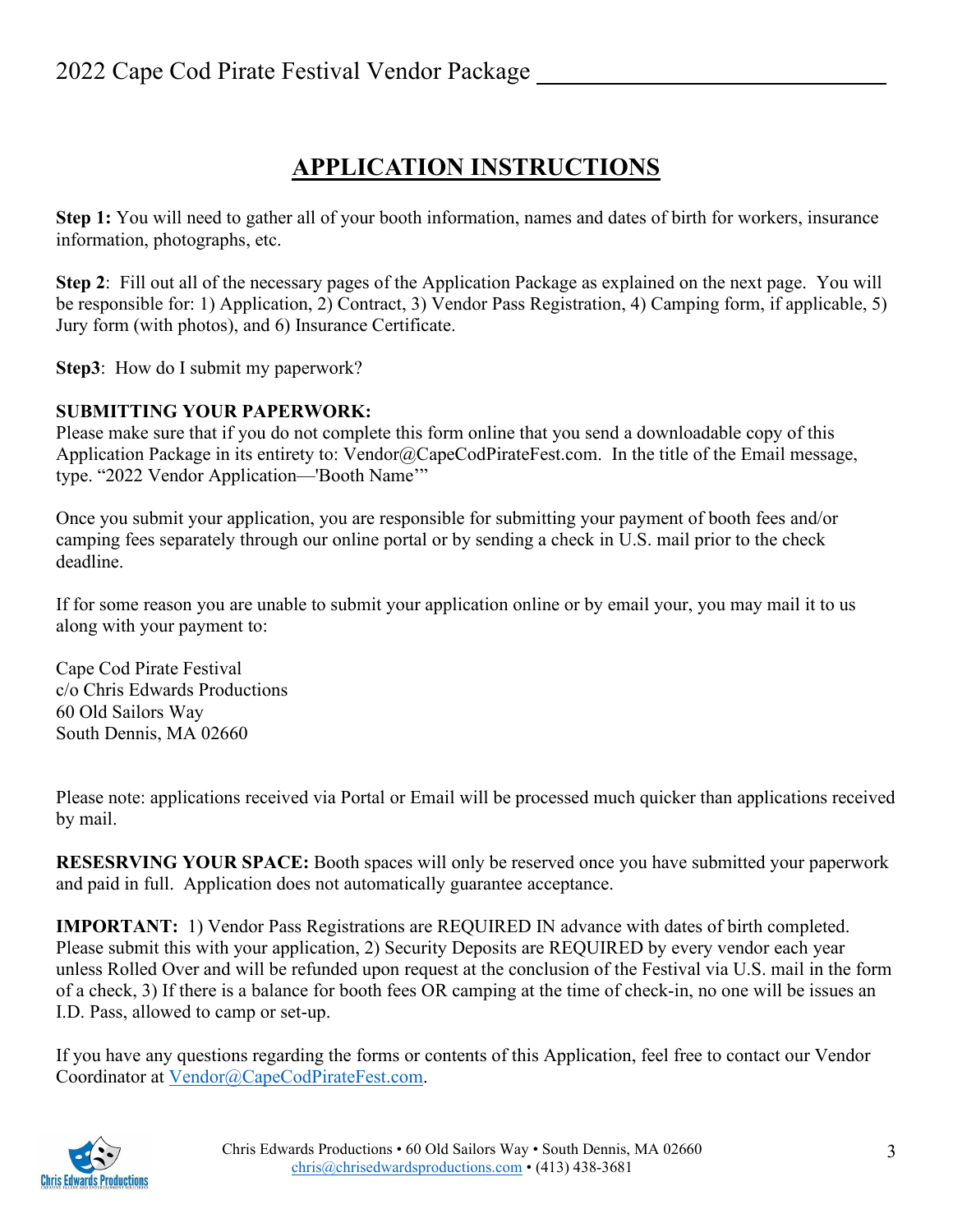# APPLICATION INSTRUCTIONS

**Step 1:** You will need to gather all of your booth information, names and dates of birth for workers, insurance information, photographs, etc.

**Step 2**: Fill out all of the necessary pages of the Application Package as explained on the next page. You will be responsible for: 1) Application, 2) Contract, 3) Vendor Pass Registration, 4) Camping form, if applicable, 5) Jury form (with photos), and 6) Insurance Certificate.

**Step3**: How do I submit my paperwork?

**SUBMITTING YOUR PAPERWORK:**
Please make sure that if you do not complete this form online that you send a downloadable copy of this Application Package in its entirety to: Vendor@CapeCodPirateFest.com. In the title of the Email message, type. "2022 Vendor Application—'Booth Name'"

Once you submit your application, you are responsible for submitting your payment of booth fees and/or camping fees separately through our online portal or by sending a check in U.S. mail prior to the check deadline.

If for some reason you are unable to submit your application online or by email your, you may mail it to us along with your payment to:

Cape Cod Pirate Festival
c/o Chris Edwards Productions
60 Old Sailors Way
South Dennis, MA 02660

Please note: applications received via Portal or Email will be processed much quicker than applications received by mail.

**RESESRVING YOUR SPACE:** Booth spaces will only be reserved once you have submitted your paperwork and paid in full. Application does not automatically guarantee acceptance.

**IMPORTANT:** 1) Vendor Pass Registrations are REQUIRED IN advance with dates of birth completed. Please submit this with your application, 2) Security Deposits are REQUIRED by every vendor each year unless Rolled Over and will be refunded upon request at the conclusion of the Festival via U.S. mail in the form of a check, 3) If there is a balance for booth fees OR camping at the time of check-in, no one will be issues an I.D. Pass, allowed to camp or set-up.

If you have any questions regarding the forms or contents of this Application, feel free to contact our Vendor Coordinator at Vendor@CapeCodPirateFest.com.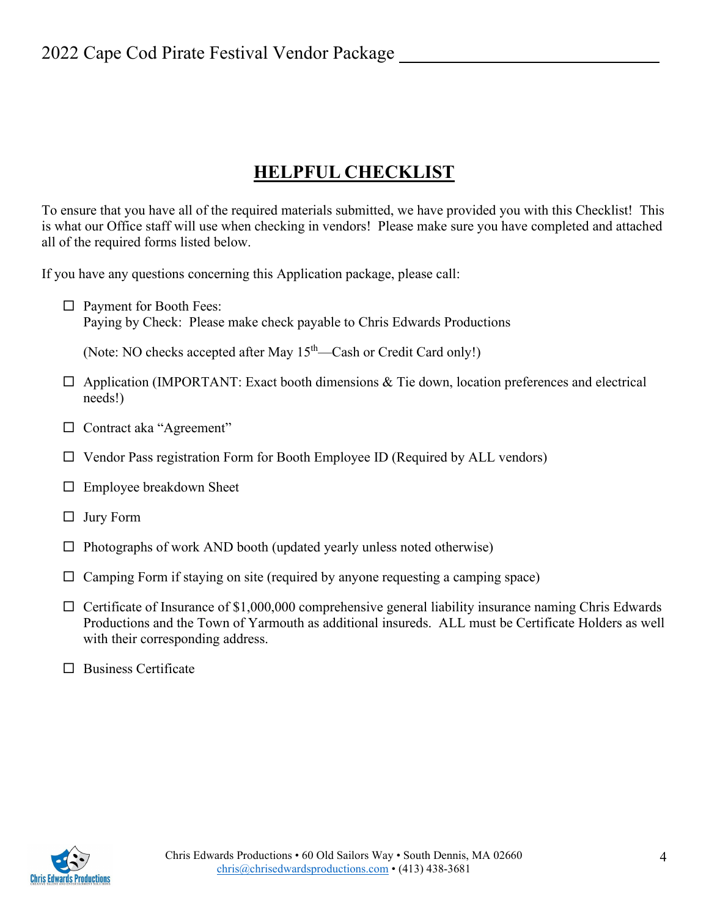## HELPFUL CHECKLIST

To ensure that you have all of the required materials submitted, we have provided you with this Checklist! This is what our Office staff will use when checking in vendors! Please make sure you have completed and attached all of the required forms listed below.

If you have any questions concerning this Application package, please call:

- ☐ Payment for Booth Fees:
  Paying by Check: Please make check payable to Chris Edwards Productions

  (Note: NO checks accepted after May 15th—Cash or Credit Card only!)

- ☐ Application (IMPORTANT: Exact booth dimensions & Tie down, location preferences and electrical needs!)

- ☐ Contract aka "Agreement"

- ☐ Vendor Pass registration Form for Booth Employee ID (Required by ALL vendors)

- ☐ Employee breakdown Sheet

- ☐ Jury Form

- ☐ Photographs of work AND booth (updated yearly unless noted otherwise)

- ☐ Camping Form if staying on site (required by anyone requesting a camping space)

- ☐ Certificate of Insurance of $1,000,000 comprehensive general liability insurance naming Chris Edwards Productions and the Town of Yarmouth as additional insureds. ALL must be Certificate Holders as well with their corresponding address.

- ☐ Business Certificate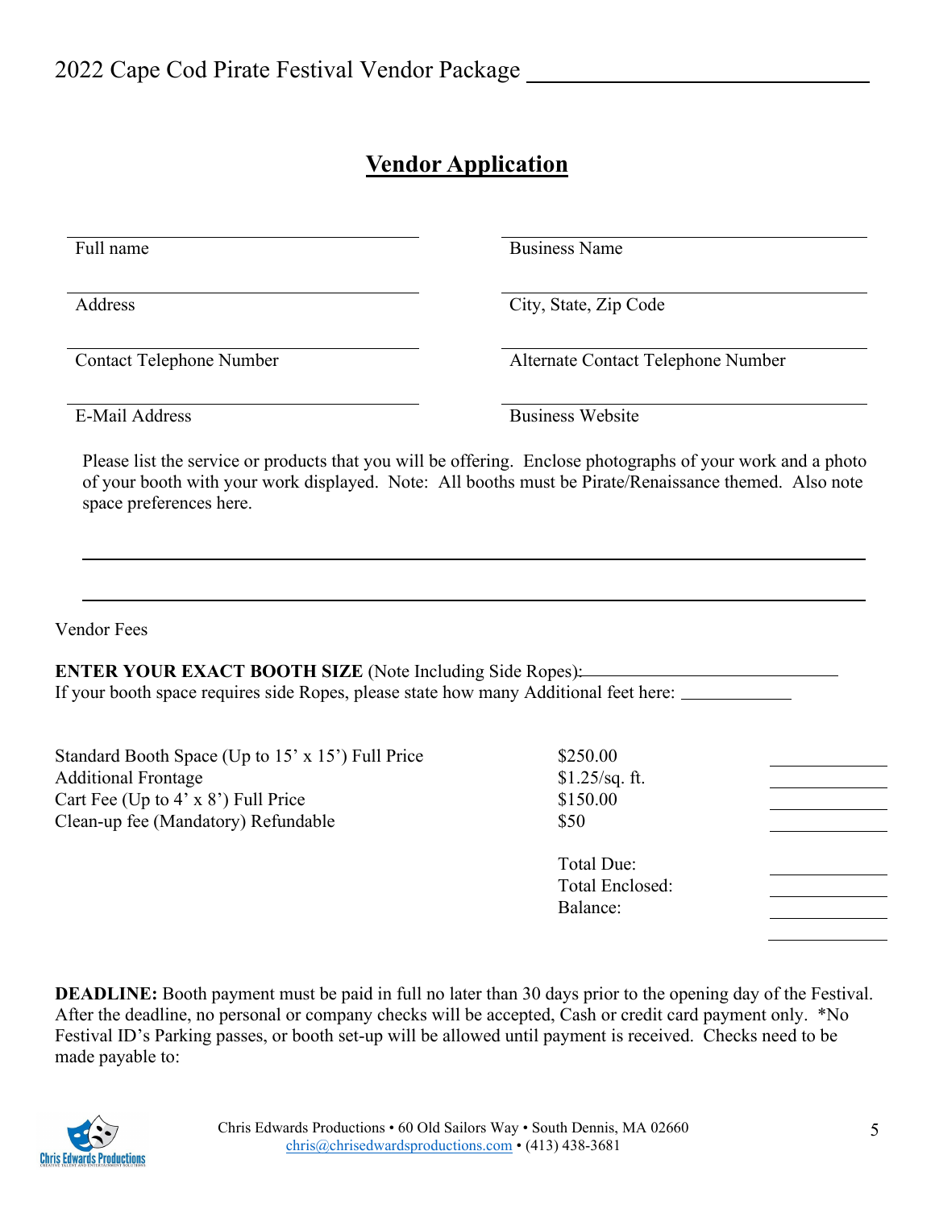# Vendor Application

Full name ____________________

Business Name ____________________

Address ____________________

City, State, Zip Code ____________________

Contact Telephone Number ____________________

Alternate Contact Telephone Number ____________________

E-Mail Address ____________________

Business Website ____________________

Please list the service or products that you will be offering. Enclose photographs of your work and a photo of your booth with your work displayed. Note: All booths must be Pirate/Renaissance themed. Also note space preferences here.

______________________________________________________________________

______________________________________________________________________

Vendor Fees

**ENTER YOUR EXACT BOOTH SIZE** (Note Including Side Ropes): ____________________

If your booth space requires side Ropes, please state how many Additional feet here: __________

| | | |
|---|---|---|
| Standard Booth Space (Up to 15' x 15') Full Price | $250.00 | ________ |
| Additional Frontage | $1.25/sq. ft. | ________ |
| Cart Fee (Up to 4' x 8') Full Price | $150.00 | ________ |
| Clean-up fee (Mandatory) Refundable | $50 | ________ |
| | Total Due: | ________ |
| | Total Enclosed: | ________ |
| | Balance: | ________ |

**DEADLINE:** Booth payment must be paid in full no later than 30 days prior to the opening day of the Festival. After the deadline, no personal or company checks will be accepted, Cash or credit card payment only. *No Festival ID's Parking passes, or booth set-up will be allowed until payment is received. Checks need to be made payable to:

Chris Edwards Productions • 60 Old Sailors Way • South Dennis, MA 02660
chris@chrisedwardsproductions.com • (413) 438-3681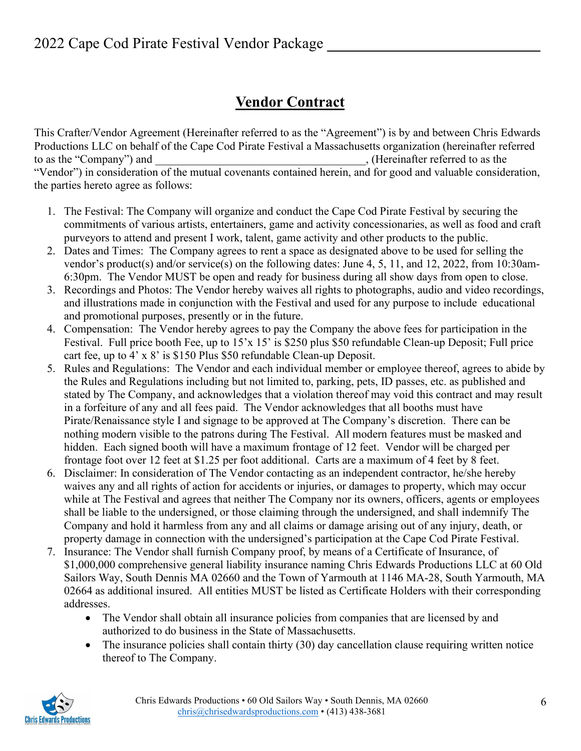## Vendor Contract

This Crafter/Vendor Agreement (Hereinafter referred to as the "Agreement") is by and between Chris Edwards Productions LLC on behalf of the Cape Cod Pirate Festival a Massachusetts organization (hereinafter referred to as the "Company") and ____________________________________, (Hereinafter referred to as the "Vendor") in consideration of the mutual covenants contained herein, and for good and valuable consideration, the parties hereto agree as follows:

1. The Festival: The Company will organize and conduct the Cape Cod Pirate Festival by securing the commitments of various artists, entertainers, game and activity concessionaries, as well as food and craft purveyors to attend and present I work, talent, game activity and other products to the public.
2. Dates and Times: The Company agrees to rent a space as designated above to be used for selling the vendor's product(s) and/or service(s) on the following dates: June 4, 5, 11, and 12, 2022, from 10:30am-6:30pm. The Vendor MUST be open and ready for business during all show days from open to close.
3. Recordings and Photos: The Vendor hereby waives all rights to photographs, audio and video recordings, and illustrations made in conjunction with the Festival and used for any purpose to include educational and promotional purposes, presently or in the future.
4. Compensation: The Vendor hereby agrees to pay the Company the above fees for participation in the Festival. Full price booth Fee, up to 15'x 15' is $250 plus $50 refundable Clean-up Deposit; Full price cart fee, up to 4' x 8' is $150 Plus $50 refundable Clean-up Deposit.
5. Rules and Regulations: The Vendor and each individual member or employee thereof, agrees to abide by the Rules and Regulations including but not limited to, parking, pets, ID passes, etc. as published and stated by The Company, and acknowledges that a violation thereof may void this contract and may result in a forfeiture of any and all fees paid. The Vendor acknowledges that all booths must have Pirate/Renaissance style I and signage to be approved at The Company's discretion. There can be nothing modern visible to the patrons during The Festival. All modern features must be masked and hidden. Each signed booth will have a maximum frontage of 12 feet. Vendor will be charged per frontage foot over 12 feet at $1.25 per foot additional. Carts are a maximum of 4 feet by 8 feet.
6. Disclaimer: In consideration of The Vendor contacting as an independent contractor, he/she hereby waives any and all rights of action for accidents or injuries, or damages to property, which may occur while at The Festival and agrees that neither The Company nor its owners, officers, agents or employees shall be liable to the undersigned, or those claiming through the undersigned, and shall indemnify The Company and hold it harmless from any and all claims or damage arising out of any injury, death, or property damage in connection with the undersigned's participation at the Cape Cod Pirate Festival.
7. Insurance: The Vendor shall furnish Company proof, by means of a Certificate of Insurance, of $1,000,000 comprehensive general liability insurance naming Chris Edwards Productions LLC at 60 Old Sailors Way, South Dennis MA 02660 and the Town of Yarmouth at 1146 MA-28, South Yarmouth, MA 02664 as additional insured. All entities MUST be listed as Certificate Holders with their corresponding addresses.
   - The Vendor shall obtain all insurance policies from companies that are licensed by and authorized to do business in the State of Massachusetts.
   - The insurance policies shall contain thirty (30) day cancellation clause requiring written notice thereof to The Company.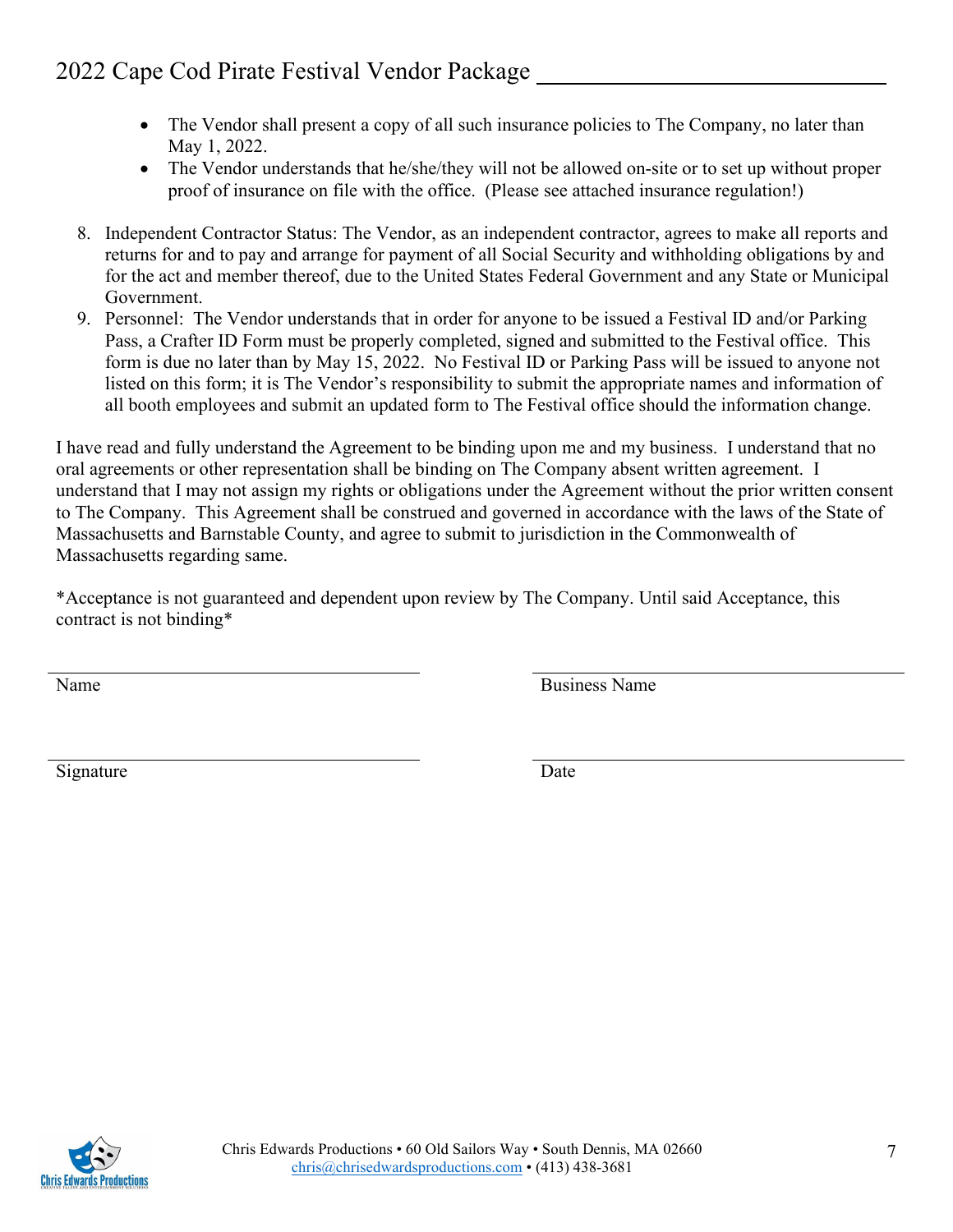- The Vendor shall present a copy of all such insurance policies to The Company, no later than May 1, 2022.
- The Vendor understands that he/she/they will not be allowed on-site or to set up without proper proof of insurance on file with the office. (Please see attached insurance regulation!)

8. Independent Contractor Status: The Vendor, as an independent contractor, agrees to make all reports and returns for and to pay and arrange for payment of all Social Security and withholding obligations by and for the act and member thereof, due to the United States Federal Government and any State or Municipal Government.
9. Personnel: The Vendor understands that in order for anyone to be issued a Festival ID and/or Parking Pass, a Crafter ID Form must be properly completed, signed and submitted to the Festival office. This form is due no later than by May 15, 2022. No Festival ID or Parking Pass will be issued to anyone not listed on this form; it is The Vendor's responsibility to submit the appropriate names and information of all booth employees and submit an updated form to The Festival office should the information change.

I have read and fully understand the Agreement to be binding upon me and my business. I understand that no oral agreements or other representation shall be binding on The Company absent written agreement. I understand that I may not assign my rights or obligations under the Agreement without the prior written consent to The Company. This Agreement shall be construed and governed in accordance with the laws of the State of Massachusetts and Barnstable County, and agree to submit to jurisdiction in the Commonwealth of Massachusetts regarding same.

*Acceptance is not guaranteed and dependent upon review by The Company. Until said Acceptance, this contract is not binding*

______________________________ Name

______________________________ Business Name

______________________________ Signature

______________________________ Date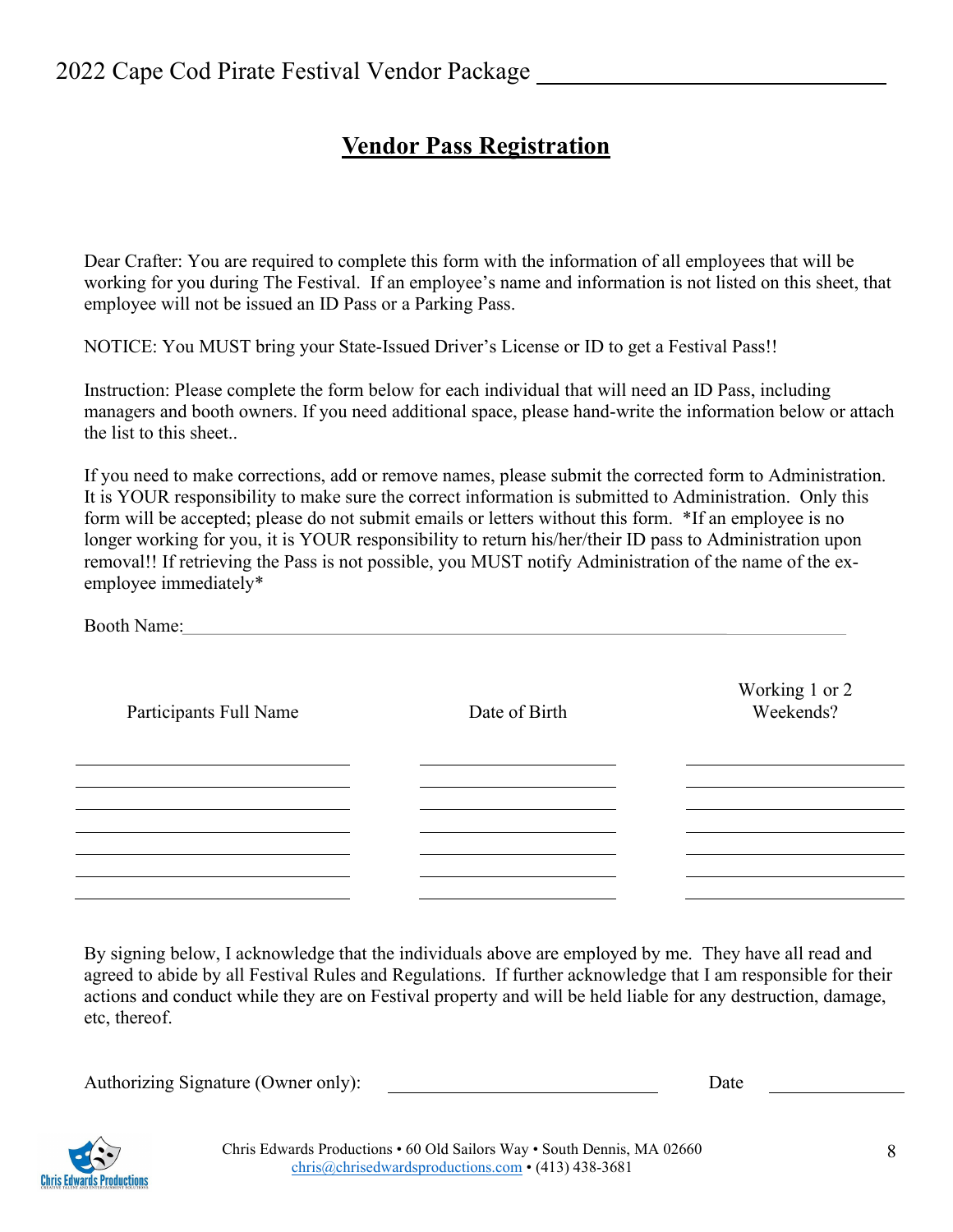## Vendor Pass Registration

Dear Crafter: You are required to complete this form with the information of all employees that will be working for you during The Festival. If an employee's name and information is not listed on this sheet, that employee will not be issued an ID Pass or a Parking Pass.

NOTICE: You MUST bring your State-Issued Driver's License or ID to get a Festival Pass!!

Instruction: Please complete the form below for each individual that will need an ID Pass, including managers and booth owners. If you need additional space, please hand-write the information below or attach the list to this sheet..

If you need to make corrections, add or remove names, please submit the corrected form to Administration. It is YOUR responsibility to make sure the correct information is submitted to Administration. Only this form will be accepted; please do not submit emails or letters without this form. *If an employee is no longer working for you, it is YOUR responsibility to return his/her/their ID pass to Administration upon removal!! If retrieving the Pass is not possible, you MUST notify Administration of the name of the ex-employee immediately*

Booth Name:\_\_\_\_\_\_\_\_\_\_\_\_\_\_\_\_\_\_\_\_\_\_\_\_\_\_\_\_\_\_\_\_\_\_\_\_\_\_\_\_\_\_\_\_\_\_\_\_

| Participants Full Name | Date of Birth | Working 1 or 2 Weekends? |
|---|---|---|
| | | |
| | | |
| | | |
| | | |
| | | |
| | | |
| | | |

By signing below, I acknowledge that the individuals above are employed by me. They have all read and agreed to abide by all Festival Rules and Regulations. If further acknowledge that I am responsible for their actions and conduct while they are on Festival property and will be held liable for any destruction, damage, etc, thereof.

Authorizing Signature (Owner only): \_\_\_\_\_\_\_\_\_\_\_\_\_\_\_\_\_\_\_\_\_\_\_\_\_\_\_\_ Date \_\_\_\_\_\_\_\_\_\_\_\_

Chris Edwards Productions • 60 Old Sailors Way • South Dennis, MA 02660
chris@chrisedwardsproductions.com • (413) 438-3681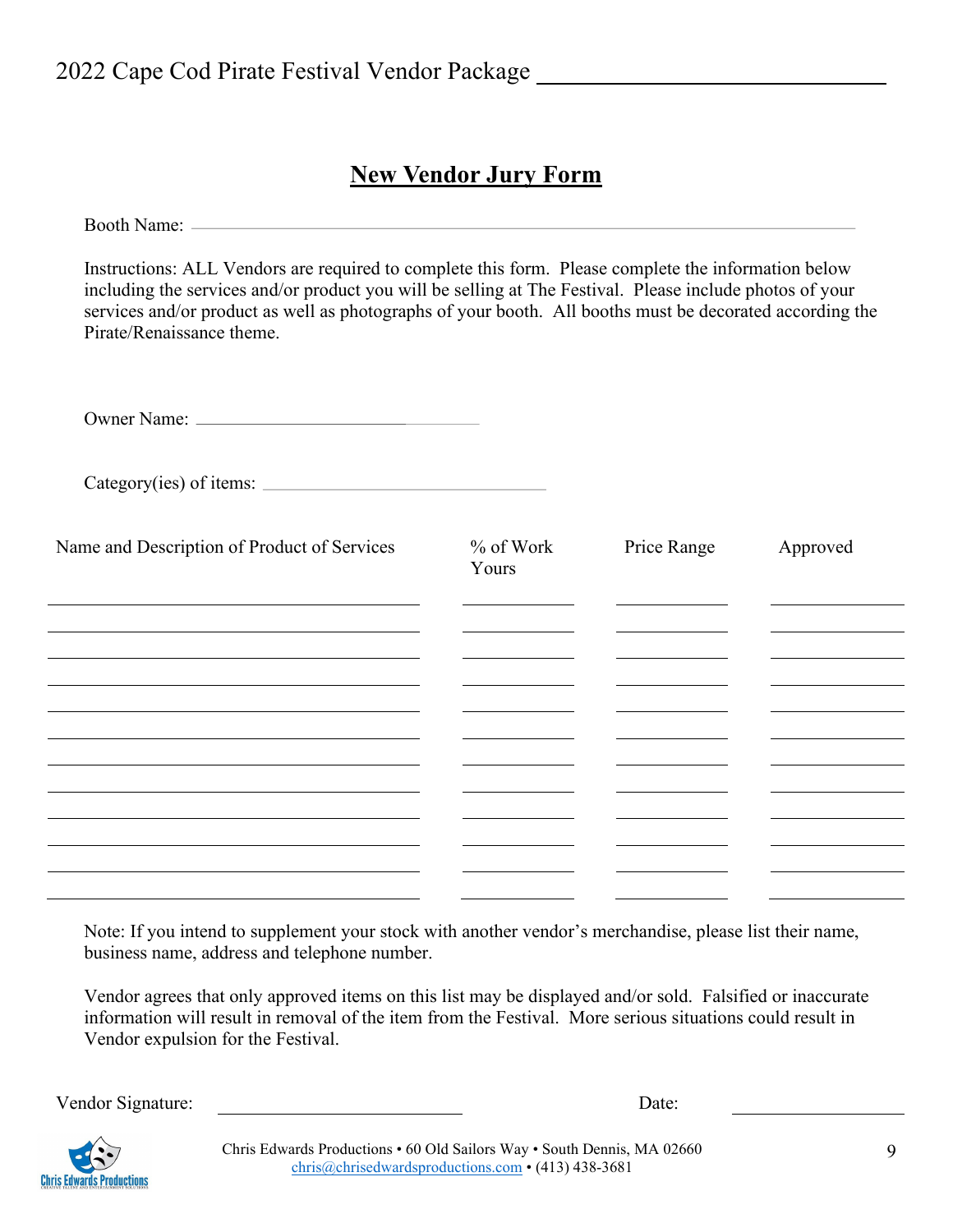## New Vendor Jury Form

Booth Name: ______________________________

Instructions: ALL Vendors are required to complete this form. Please complete the information below including the services and/or product you will be selling at The Festival. Please include photos of your services and/or product as well as photographs of your booth. All booths must be decorated according the Pirate/Renaissance theme.

Owner Name: ______________________________

Category(ies) of items: ______________________________

| Name and Description of Product of Services | % of Work Yours | Price Range | Approved |
| --- | --- | --- | --- |
| | | | |
| | | | |
| | | | |
| | | | |
| | | | |
| | | | |
| | | | |
| | | | |
| | | | |
| | | | |
| | | | |
| | | | |

Note: If you intend to supplement your stock with another vendor's merchandise, please list their name, business name, address and telephone number.

Vendor agrees that only approved items on this list may be displayed and/or sold. Falsified or inaccurate information will result in removal of the item from the Festival. More serious situations could result in Vendor expulsion for the Festival.

Vendor Signature: ______________________________ Date: ______________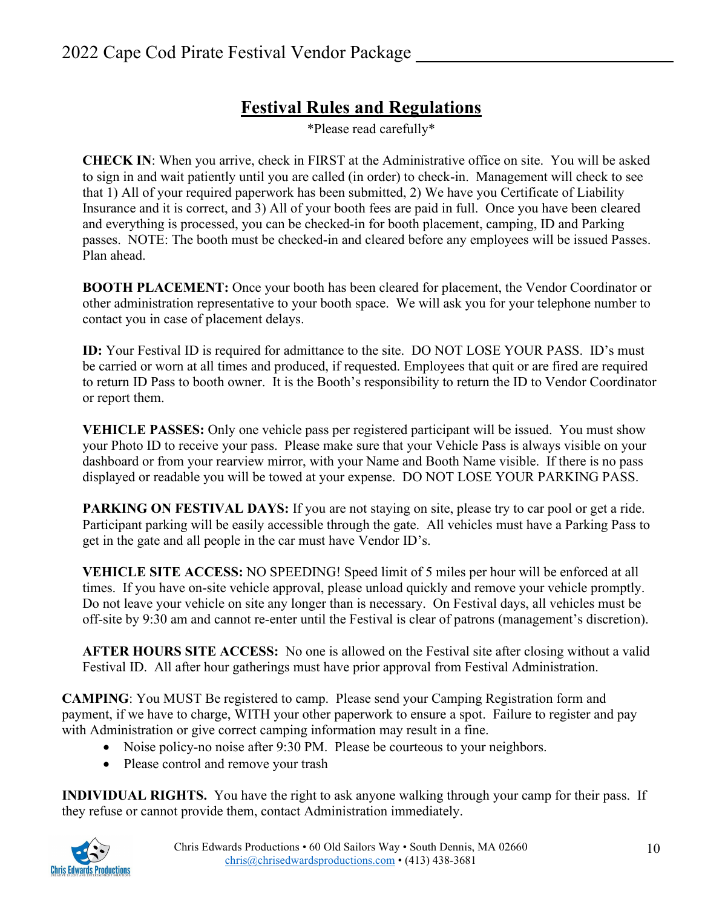## Festival Rules and Regulations

*Please read carefully*

**CHECK IN**: When you arrive, check in FIRST at the Administrative office on site. You will be asked to sign in and wait patiently until you are called (in order) to check-in. Management will check to see that 1) All of your required paperwork has been submitted, 2) We have you Certificate of Liability Insurance and it is correct, and 3) All of your booth fees are paid in full. Once you have been cleared and everything is processed, you can be checked-in for booth placement, camping, ID and Parking passes. NOTE: The booth must be checked-in and cleared before any employees will be issued Passes. Plan ahead.

**BOOTH PLACEMENT:** Once your booth has been cleared for placement, the Vendor Coordinator or other administration representative to your booth space. We will ask you for your telephone number to contact you in case of placement delays.

**ID:** Your Festival ID is required for admittance to the site. DO NOT LOSE YOUR PASS. ID's must be carried or worn at all times and produced, if requested. Employees that quit or are fired are required to return ID Pass to booth owner. It is the Booth's responsibility to return the ID to Vendor Coordinator or report them.

**VEHICLE PASSES:** Only one vehicle pass per registered participant will be issued. You must show your Photo ID to receive your pass. Please make sure that your Vehicle Pass is always visible on your dashboard or from your rearview mirror, with your Name and Booth Name visible. If there is no pass displayed or readable you will be towed at your expense. DO NOT LOSE YOUR PARKING PASS.

**PARKING ON FESTIVAL DAYS:** If you are not staying on site, please try to car pool or get a ride. Participant parking will be easily accessible through the gate. All vehicles must have a Parking Pass to get in the gate and all people in the car must have Vendor ID's.

**VEHICLE SITE ACCESS:** NO SPEEDING! Speed limit of 5 miles per hour will be enforced at all times. If you have on-site vehicle approval, please unload quickly and remove your vehicle promptly. Do not leave your vehicle on site any longer than is necessary. On Festival days, all vehicles must be off-site by 9:30 am and cannot re-enter until the Festival is clear of patrons (management's discretion).

**AFTER HOURS SITE ACCESS:** No one is allowed on the Festival site after closing without a valid Festival ID. All after hour gatherings must have prior approval from Festival Administration.

**CAMPING**: You MUST Be registered to camp. Please send your Camping Registration form and payment, if we have to charge, WITH your other paperwork to ensure a spot. Failure to register and pay with Administration or give correct camping information may result in a fine.

- Noise policy-no noise after 9:30 PM. Please be courteous to your neighbors.
- Please control and remove your trash

**INDIVIDUAL RIGHTS.** You have the right to ask anyone walking through your camp for their pass. If they refuse or cannot provide them, contact Administration immediately.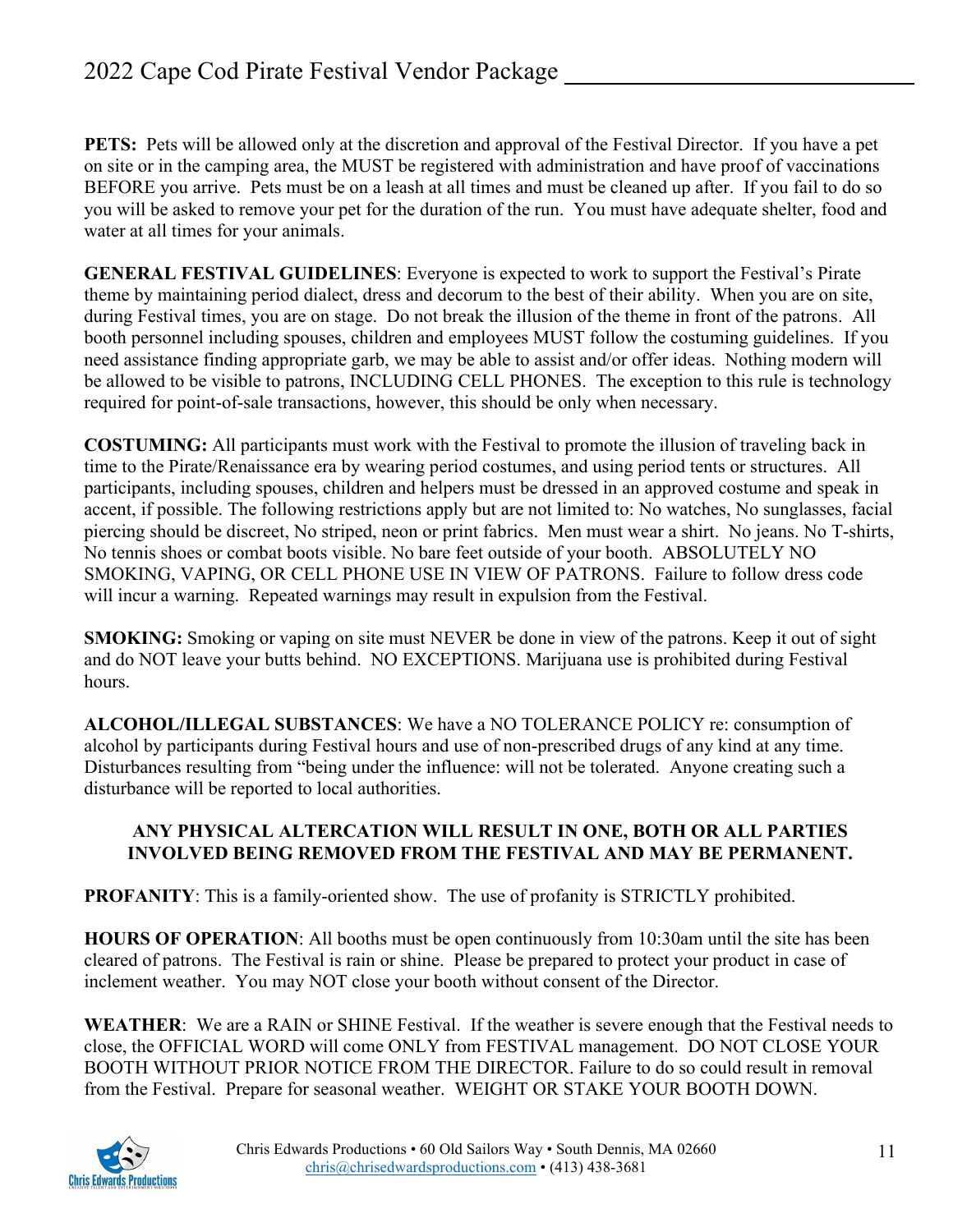**PETS:** Pets will be allowed only at the discretion and approval of the Festival Director. If you have a pet on site or in the camping area, the MUST be registered with administration and have proof of vaccinations BEFORE you arrive. Pets must be on a leash at all times and must be cleaned up after. If you fail to do so you will be asked to remove your pet for the duration of the run. You must have adequate shelter, food and water at all times for your animals.

**GENERAL FESTIVAL GUIDELINES**: Everyone is expected to work to support the Festival's Pirate theme by maintaining period dialect, dress and decorum to the best of their ability. When you are on site, during Festival times, you are on stage. Do not break the illusion of the theme in front of the patrons. All booth personnel including spouses, children and employees MUST follow the costuming guidelines. If you need assistance finding appropriate garb, we may be able to assist and/or offer ideas. Nothing modern will be allowed to be visible to patrons, INCLUDING CELL PHONES. The exception to this rule is technology required for point-of-sale transactions, however, this should be only when necessary.

**COSTUMING:** All participants must work with the Festival to promote the illusion of traveling back in time to the Pirate/Renaissance era by wearing period costumes, and using period tents or structures. All participants, including spouses, children and helpers must be dressed in an approved costume and speak in accent, if possible. The following restrictions apply but are not limited to: No watches, No sunglasses, facial piercing should be discreet, No striped, neon or print fabrics. Men must wear a shirt. No jeans. No T-shirts, No tennis shoes or combat boots visible. No bare feet outside of your booth. ABSOLUTELY NO SMOKING, VAPING, OR CELL PHONE USE IN VIEW OF PATRONS. Failure to follow dress code will incur a warning. Repeated warnings may result in expulsion from the Festival.

**SMOKING:** Smoking or vaping on site must NEVER be done in view of the patrons. Keep it out of sight and do NOT leave your butts behind. NO EXCEPTIONS. Marijuana use is prohibited during Festival hours.

**ALCOHOL/ILLEGAL SUBSTANCES**: We have a NO TOLERANCE POLICY re: consumption of alcohol by participants during Festival hours and use of non-prescribed drugs of any kind at any time. Disturbances resulting from "being under the influence: will not be tolerated. Anyone creating such a disturbance will be reported to local authorities.

**ANY PHYSICAL ALTERCATION WILL RESULT IN ONE, BOTH OR ALL PARTIES INVOLVED BEING REMOVED FROM THE FESTIVAL AND MAY BE PERMANENT.**

**PROFANITY**: This is a family-oriented show. The use of profanity is STRICTLY prohibited.

**HOURS OF OPERATION**: All booths must be open continuously from 10:30am until the site has been cleared of patrons. The Festival is rain or shine. Please be prepared to protect your product in case of inclement weather. You may NOT close your booth without consent of the Director.

**WEATHER**: We are a RAIN or SHINE Festival. If the weather is severe enough that the Festival needs to close, the OFFICIAL WORD will come ONLY from FESTIVAL management. DO NOT CLOSE YOUR BOOTH WITHOUT PRIOR NOTICE FROM THE DIRECTOR. Failure to do so could result in removal from the Festival. Prepare for seasonal weather. WEIGHT OR STAKE YOUR BOOTH DOWN.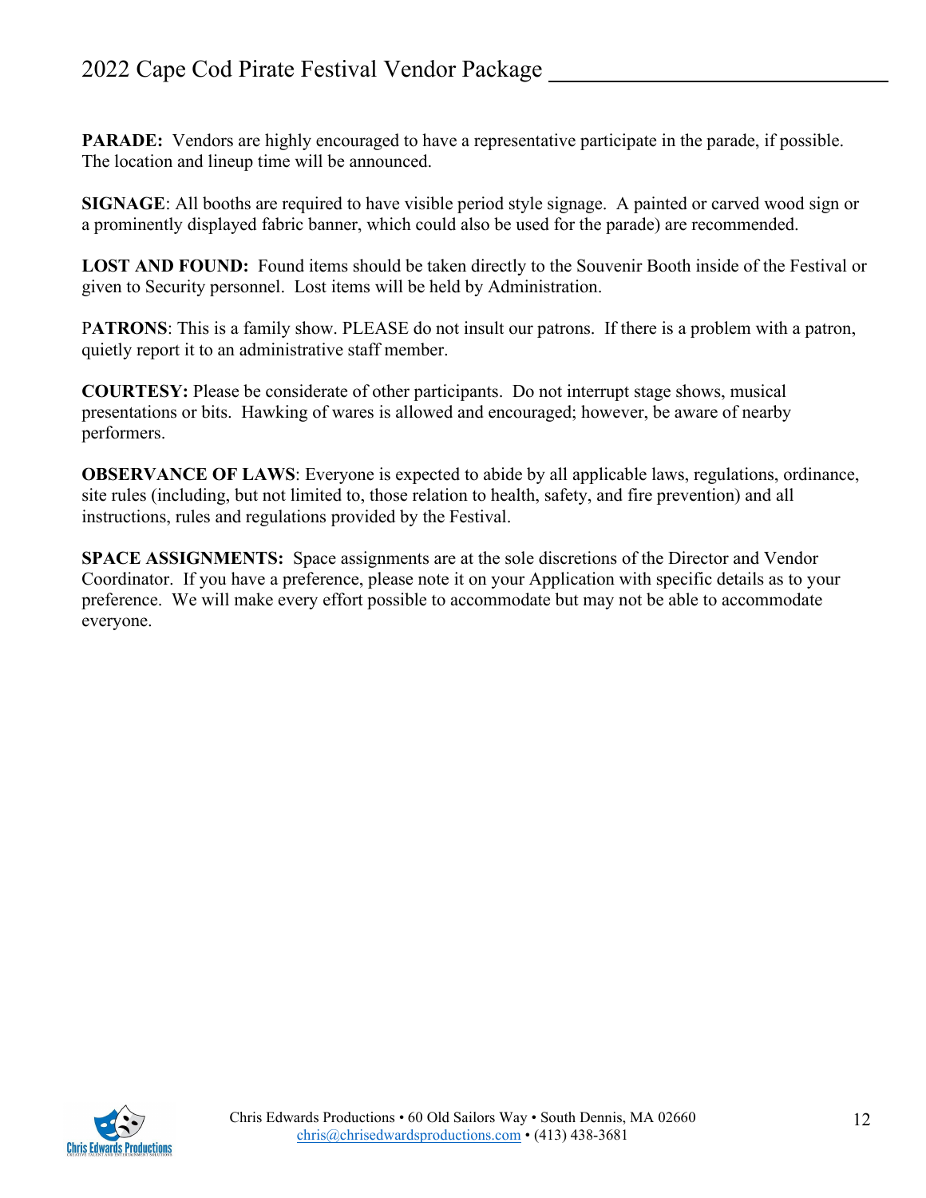**PARADE:** Vendors are highly encouraged to have a representative participate in the parade, if possible. The location and lineup time will be announced.

**SIGNAGE**: All booths are required to have visible period style signage. A painted or carved wood sign or a prominently displayed fabric banner, which could also be used for the parade) are recommended.

**LOST AND FOUND:** Found items should be taken directly to the Souvenir Booth inside of the Festival or given to Security personnel. Lost items will be held by Administration.

P**ATRONS**: This is a family show. PLEASE do not insult our patrons. If there is a problem with a patron, quietly report it to an administrative staff member.

**COURTESY:** Please be considerate of other participants. Do not interrupt stage shows, musical presentations or bits. Hawking of wares is allowed and encouraged; however, be aware of nearby performers.

**OBSERVANCE OF LAWS**: Everyone is expected to abide by all applicable laws, regulations, ordinance, site rules (including, but not limited to, those relation to health, safety, and fire prevention) and all instructions, rules and regulations provided by the Festival.

**SPACE ASSIGNMENTS:** Space assignments are at the sole discretions of the Director and Vendor Coordinator. If you have a preference, please note it on your Application with specific details as to your preference. We will make every effort possible to accommodate but may not be able to accommodate everyone.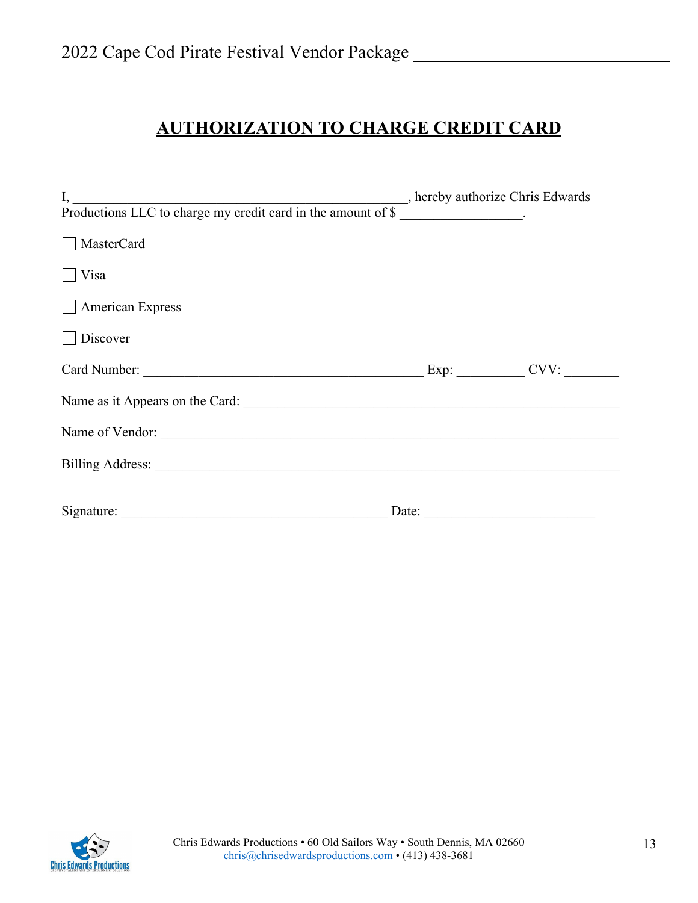## AUTHORIZATION TO CHARGE CREDIT CARD

I, ______________________________________________, hereby authorize Chris Edwards Productions LLC to charge my credit card in the amount of $ _________________.

☐ MasterCard

☐ Visa

☐ American Express

☐ Discover

Card Number: ________________________________________ Exp: __________ CVV: ________

Name as it Appears on the Card: _______________________________________________________

Name of Vendor: _________________________________________________________________

Billing Address: _________________________________________________________________

Signature: _______________________________________ Date: _________________________

Chris Edwards Productions • 60 Old Sailors Way • South Dennis, MA 02660
chris@chrisedwardsproductions.com • (413) 438-3681